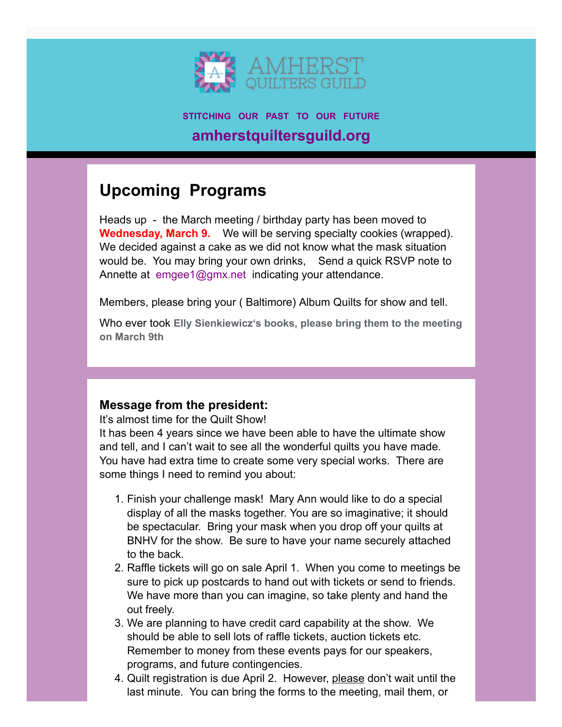AMHERST QUILTERS GUILD

**STITCHING OUR PAST TO OUR FUTURE**

**amherstquiltersguild.org**

## Upcoming Programs

Heads up - the March meeting / birthday party has been moved to **Wednesday, March 9.** We will be serving specialty cookies (wrapped). We decided against a cake as we did not know what the mask situation would be. You may bring your own drinks, Send a quick RSVP note to Annette at emgee1@gmx.net indicating your attendance.

Members, please bring your ( Baltimore) Album Quilts for show and tell.

Who ever took **Elly Sienkiewicz's books, please bring them to the meeting on March 9th**

### Message from the president:

It's almost time for the Quilt Show!
It has been 4 years since we have been able to have the ultimate show and tell, and I can't wait to see all the wonderful quilts you have made. You have had extra time to create some very special works. There are some things I need to remind you about:

1. Finish your challenge mask! Mary Ann would like to do a special display of all the masks together. You are so imaginative; it should be spectacular. Bring your mask when you drop off your quilts at BNHV for the show. Be sure to have your name securely attached to the back.
2. Raffle tickets will go on sale April 1. When you come to meetings be sure to pick up postcards to hand out with tickets or send to friends. We have more than you can imagine, so take plenty and hand the out freely.
3. We are planning to have credit card capability at the show. We should be able to sell lots of raffle tickets, auction tickets etc. Remember to money from these events pays for our speakers, programs, and future contingencies.
4. Quilt registration is due April 2. However, please don't wait until the last minute. You can bring the forms to the meeting, mail them, or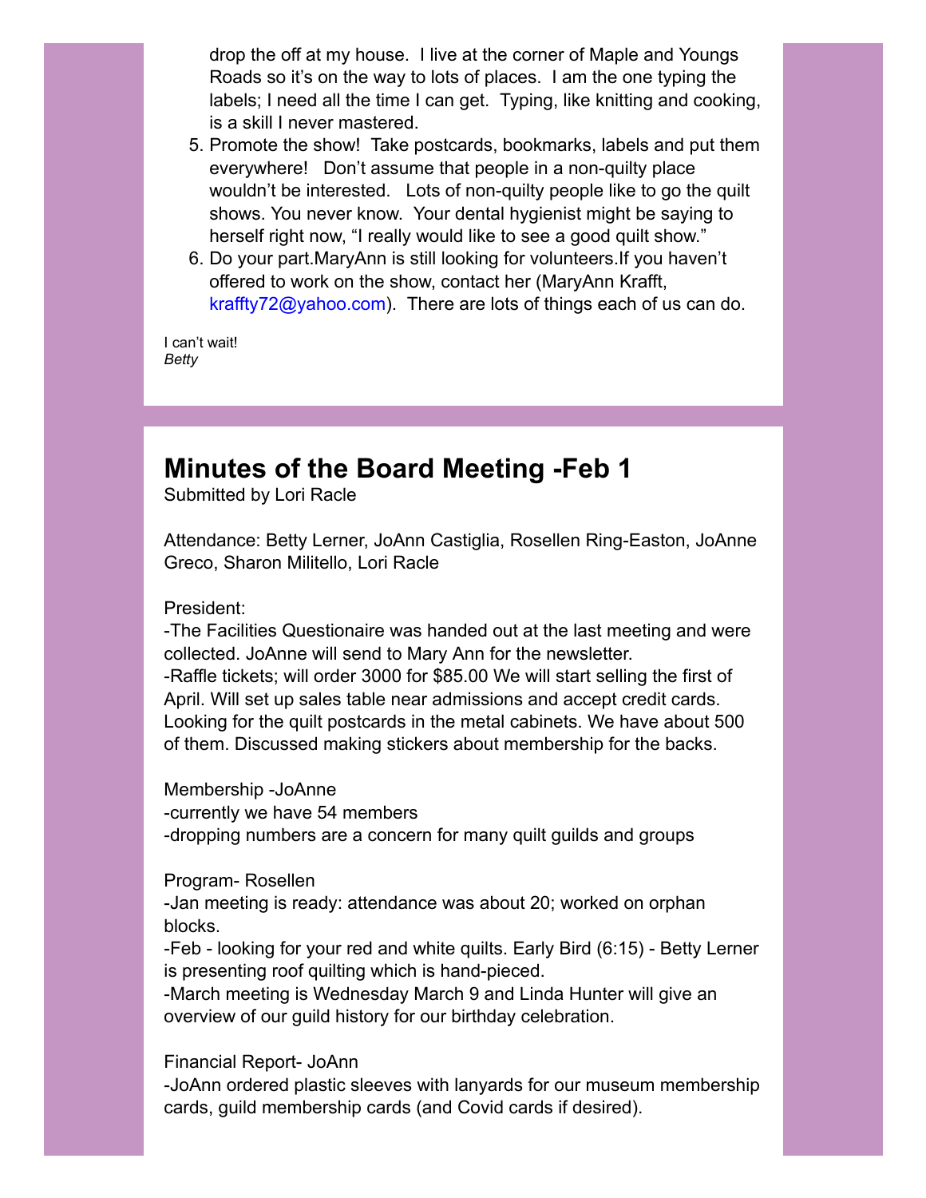drop the off at my house. I live at the corner of Maple and Youngs Roads so it's on the way to lots of places. I am the one typing the labels; I need all the time I can get. Typing, like knitting and cooking, is a skill I never mastered.

5. Promote the show! Take postcards, bookmarks, labels and put them everywhere! Don't assume that people in a non-quilty place wouldn't be interested. Lots of non-quilty people like to go the quilt shows. You never know. Your dental hygienist might be saying to herself right now, "I really would like to see a good quilt show."
6. Do your part.MaryAnn is still looking for volunteers.If you haven't offered to work on the show, contact her (MaryAnn Krafft, kraffty72@yahoo.com). There are lots of things each of us can do.

I can't wait!
*Betty*

## Minutes of the Board Meeting -Feb 1

Submitted by Lori Racle

Attendance: Betty Lerner, JoAnn Castiglia, Rosellen Ring-Easton, JoAnne Greco, Sharon Militello, Lori Racle

President:
-The Facilities Questionaire was handed out at the last meeting and were collected. JoAnne will send to Mary Ann for the newsletter.
-Raffle tickets; will order 3000 for $85.00 We will start selling the first of April. Will set up sales table near admissions and accept credit cards. Looking for the quilt postcards in the metal cabinets. We have about 500 of them. Discussed making stickers about membership for the backs.

Membership -JoAnne
-currently we have 54 members
-dropping numbers are a concern for many quilt guilds and groups

Program- Rosellen
-Jan meeting is ready: attendance was about 20; worked on orphan blocks.
-Feb - looking for your red and white quilts. Early Bird (6:15) - Betty Lerner is presenting roof quilting which is hand-pieced.
-March meeting is Wednesday March 9 and Linda Hunter will give an overview of our guild history for our birthday celebration.

Financial Report- JoAnn
-JoAnn ordered plastic sleeves with lanyards for our museum membership cards, guild membership cards (and Covid cards if desired).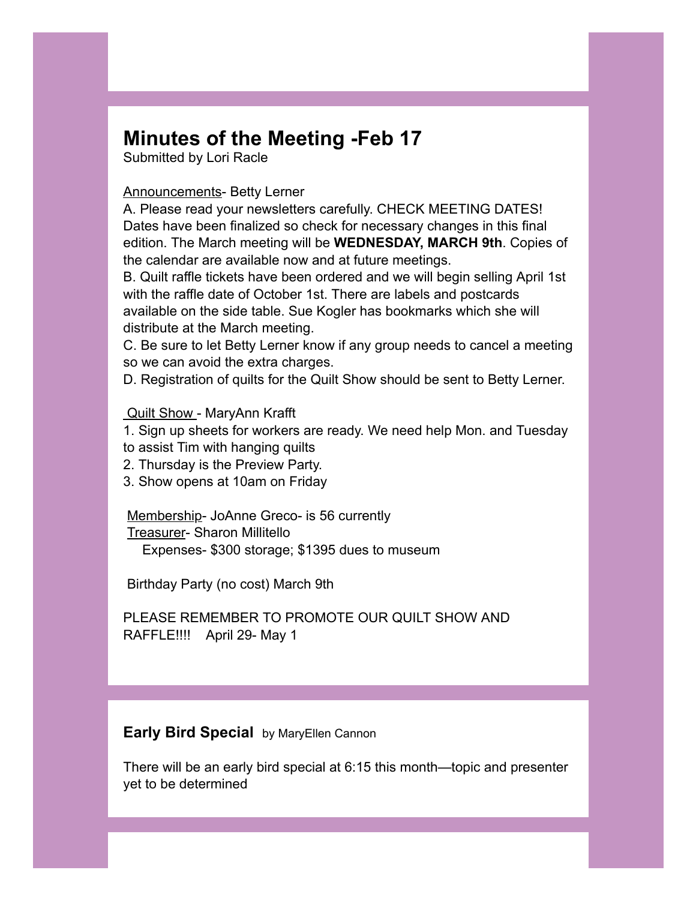## Minutes of the Meeting -Feb 17

Submitted by Lori Racle

Announcements- Betty Lerner

A. Please read your newsletters carefully. CHECK MEETING DATES! Dates have been finalized so check for necessary changes in this final edition. The March meeting will be **WEDNESDAY, MARCH 9th**. Copies of the calendar are available now and at future meetings.

B. Quilt raffle tickets have been ordered and we will begin selling April 1st with the raffle date of October 1st. There are labels and postcards available on the side table. Sue Kogler has bookmarks which she will distribute at the March meeting.

C. Be sure to let Betty Lerner know if any group needs to cancel a meeting so we can avoid the extra charges.

D. Registration of quilts for the Quilt Show should be sent to Betty Lerner.

Quilt Show - MaryAnn Krafft

1. Sign up sheets for workers are ready. We need help Mon. and Tuesday to assist Tim with hanging quilts
2. Thursday is the Preview Party.
3. Show opens at 10am on Friday

Membership- JoAnne Greco- is 56 currently

Treasurer- Sharon Millitello

Expenses- $300 storage; $1395 dues to museum

Birthday Party (no cost) March 9th

PLEASE REMEMBER TO PROMOTE OUR QUILT SHOW AND RAFFLE!!!! April 29- May 1

**Early Bird Special** by MaryEllen Cannon

There will be an early bird special at 6:15 this month—topic and presenter yet to be determined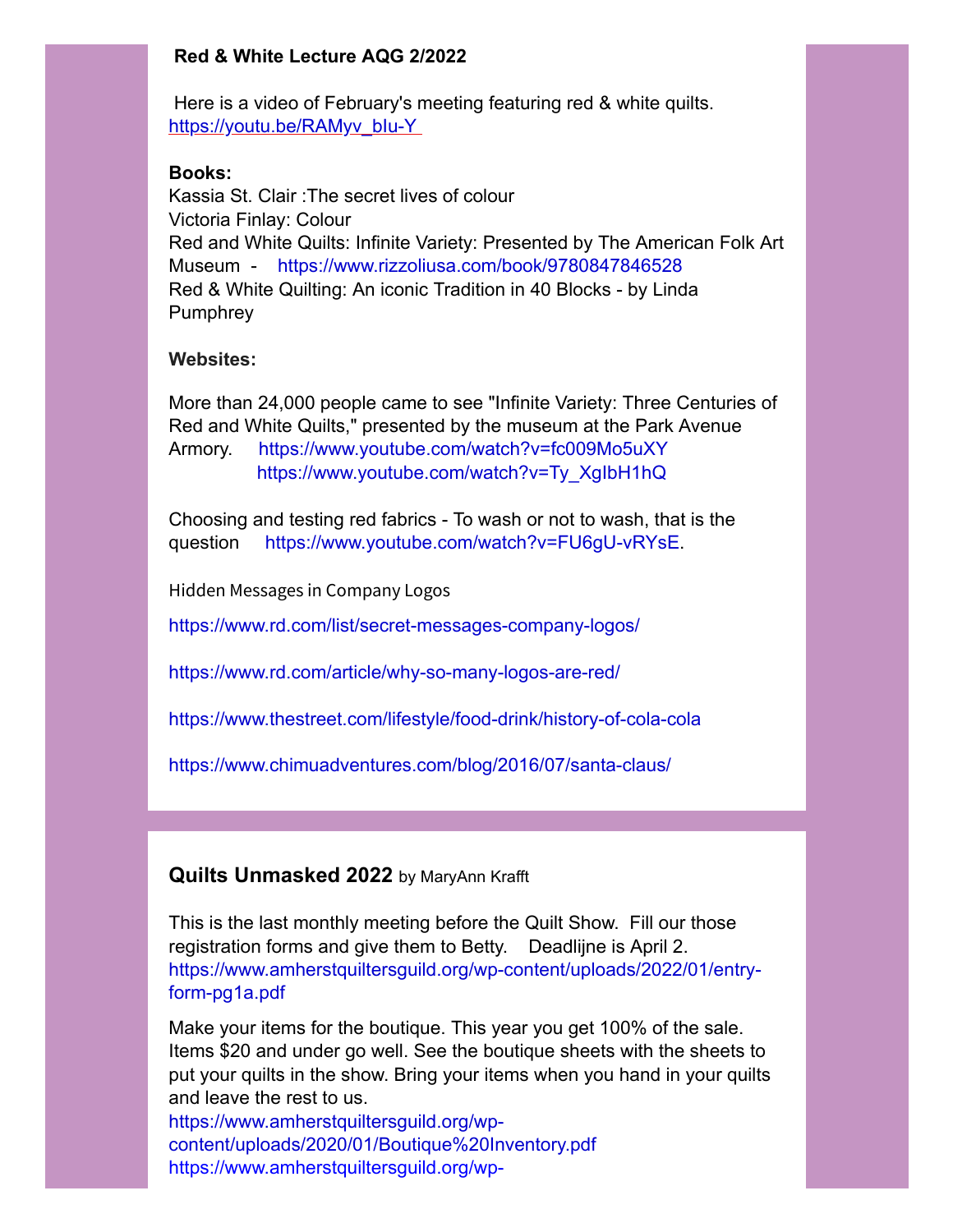### Red & White Lecture AQG 2/2022

Here is a video of February's meeting featuring red & white quilts. https://youtu.be/RAMyv_bIu-Y

**Books:**
Kassia St. Clair :The secret lives of colour
Victoria Finlay: Colour
Red and White Quilts: Infinite Variety: Presented by The American Folk Art Museum - https://www.rizzoliusa.com/book/9780847846528
Red & White Quilting: An iconic Tradition in 40 Blocks - by Linda Pumphrey

**Websites:**

More than 24,000 people came to see "Infinite Variety: Three Centuries of Red and White Quilts," presented by the museum at the Park Avenue Armory. https://www.youtube.com/watch?v=fc009Mo5uXY
https://www.youtube.com/watch?v=Ty_XgIbH1hQ

Choosing and testing red fabrics - To wash or not to wash, that is the question https://www.youtube.com/watch?v=FU6gU-vRYsE.

Hidden Messages in Company Logos

https://www.rd.com/list/secret-messages-company-logos/

https://www.rd.com/article/why-so-many-logos-are-red/

https://www.thestreet.com/lifestyle/food-drink/history-of-cola-cola

https://www.chimuadventures.com/blog/2016/07/santa-claus/

## Quilts Unmasked 2022 by MaryAnn Krafft

This is the last monthly meeting before the Quilt Show. Fill our those registration forms and give them to Betty. Deadlijne is April 2.
https://www.amherstquiltersguild.org/wp-content/uploads/2022/01/entry-form-pg1a.pdf

Make your items for the boutique. This year you get 100% of the sale. Items $20 and under go well. See the boutique sheets with the sheets to put your quilts in the show. Bring your items when you hand in your quilts and leave the rest to us.
https://www.amherstquiltersguild.org/wp-content/uploads/2020/01/Boutique%20Inventory.pdf
https://www.amherstquiltersguild.org/wp-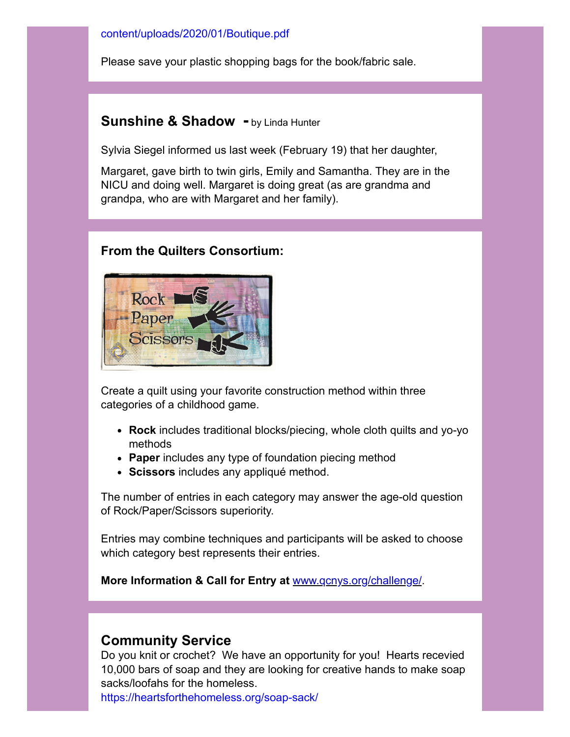content/uploads/2020/01/Boutique.pdf

Please save your plastic shopping bags for the book/fabric sale.

## Sunshine & Shadow - by Linda Hunter

Sylvia Siegel informed us last week (February 19) that her daughter,

Margaret, gave birth to twin girls, Emily and Samantha. They are in the NICU and doing well. Margaret is doing great (as are grandma and grandpa, who are with Margaret and her family).

### From the Quilters Consortium:

Create a quilt using your favorite construction method within three categories of a childhood game.

- **Rock** includes traditional blocks/piecing, whole cloth quilts and yo-yo methods
- **Paper** includes any type of foundation piecing method
- **Scissors** includes any appliqué method.

The number of entries in each category may answer the age-old question of Rock/Paper/Scissors superiority.

Entries may combine techniques and participants will be asked to choose which category best represents their entries.

**More Information & Call for Entry at** www.qcnys.org/challenge/.

## Community Service

Do you knit or crochet? We have an opportunity for you! Hearts recevied 10,000 bars of soap and they are looking for creative hands to make soap sacks/loofahs for the homeless.
https://heartsforthehomeless.org/soap-sack/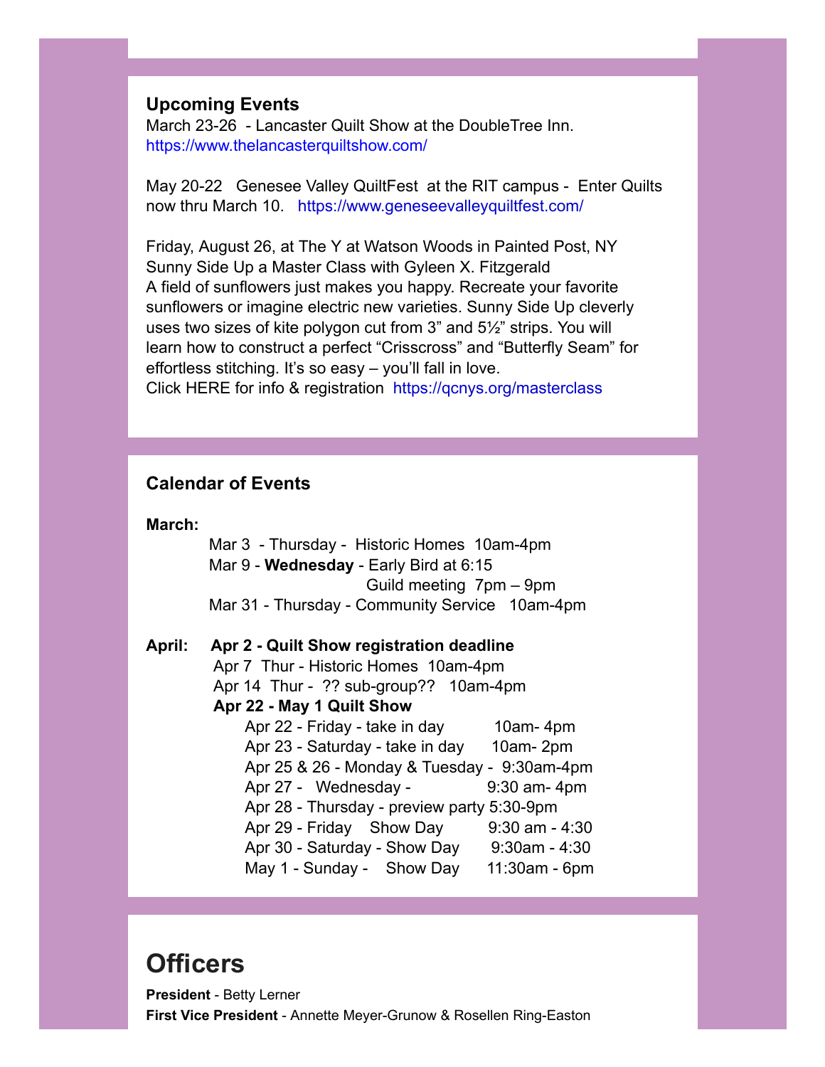### Upcoming Events

March 23-26 - Lancaster Quilt Show at the DoubleTree Inn.
https://www.thelancasterquiltshow.com/

May 20-22 Genesee Valley QuiltFest at the RIT campus - Enter Quilts now thru March 10. https://www.geneseevalleyquiltfest.com/

Friday, August 26, at The Y at Watson Woods in Painted Post, NY
Sunny Side Up a Master Class with Gyleen X. Fitzgerald
A field of sunflowers just makes you happy. Recreate your favorite sunflowers or imagine electric new varieties. Sunny Side Up cleverly uses two sizes of kite polygon cut from 3" and 5½" strips. You will learn how to construct a perfect "Crisscross" and "Butterfly Seam" for effortless stitching. It's so easy – you'll fall in love.
Click HERE for info & registration https://qcnys.org/masterclass

### Calendar of Events

**March:**

- Mar 3 - Thursday - Historic Homes 10am-4pm
- Mar 9 - **Wednesday** - Early Bird at 6:15
  Guild meeting 7pm – 9pm
- Mar 31 - Thursday - Community Service 10am-4pm

**April:** **Apr 2 - Quilt Show registration deadline**

- Apr 7 Thur - Historic Homes 10am-4pm
- Apr 14 Thur - ?? sub-group?? 10am-4pm
- **Apr 22 - May 1 Quilt Show**
  - Apr 22 - Friday - take in day 10am- 4pm
  - Apr 23 - Saturday - take in day 10am- 2pm
  - Apr 25 & 26 - Monday & Tuesday - 9:30am-4pm
  - Apr 27 - Wednesday - 9:30 am- 4pm
  - Apr 28 - Thursday - preview party 5:30-9pm
  - Apr 29 - Friday Show Day 9:30 am - 4:30
  - Apr 30 - Saturday - Show Day 9:30am - 4:30
  - May 1 - Sunday - Show Day 11:30am - 6pm

# Officers

**President** - Betty Lerner
**First Vice President** - Annette Meyer-Grunow & Rosellen Ring-Easton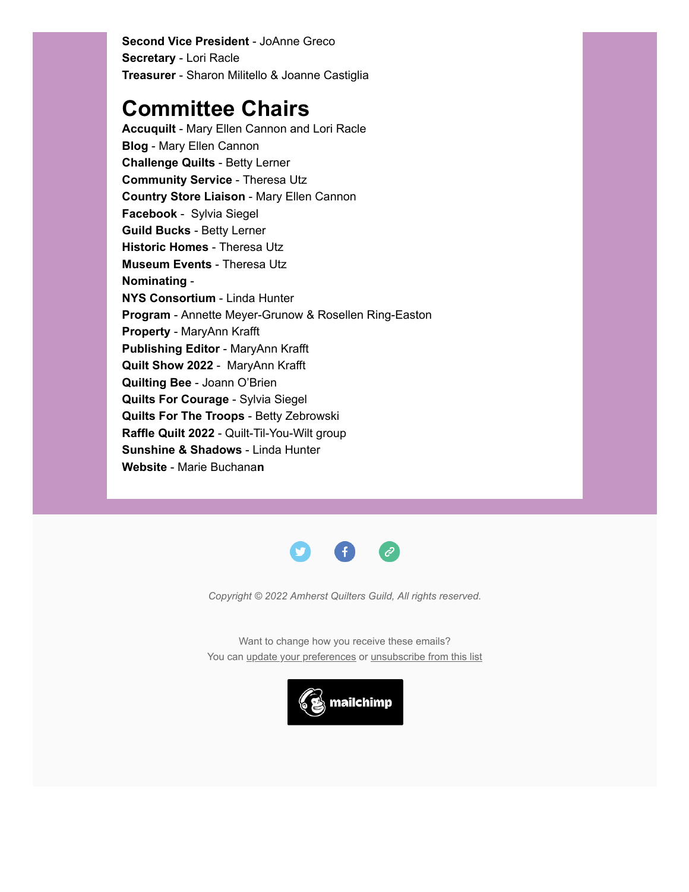**Second Vice President** - JoAnne Greco
**Secretary** - Lori Racle
**Treasurer** - Sharon Militello & Joanne Castiglia

# Committee Chairs

**Accuquilt** - Mary Ellen Cannon and Lori Racle
**Blog** - Mary Ellen Cannon
**Challenge Quilts** - Betty Lerner
**Community Service** - Theresa Utz
**Country Store Liaison** - Mary Ellen Cannon
**Facebook** - Sylvia Siegel
**Guild Bucks** - Betty Lerner
**Historic Homes** - Theresa Utz
**Museum Events** - Theresa Utz
**Nominating** -
**NYS Consortium** - Linda Hunter
**Program** - Annette Meyer-Grunow & Rosellen Ring-Easton
**Property** - MaryAnn Krafft
**Publishing Editor** - MaryAnn Krafft
**Quilt Show 2022** - MaryAnn Krafft
**Quilting Bee** - Joann O'Brien
**Quilts For Courage** - Sylvia Siegel
**Quilts For The Troops** - Betty Zebrowski
**Raffle Quilt 2022** - Quilt-Til-You-Wilt group
**Sunshine & Shadows** - Linda Hunter
**Website** - Marie Buchanan

*Copyright © 2022 Amherst Quilters Guild, All rights reserved.*

Want to change how you receive these emails?
You can update your preferences or unsubscribe from this list

mailchimp